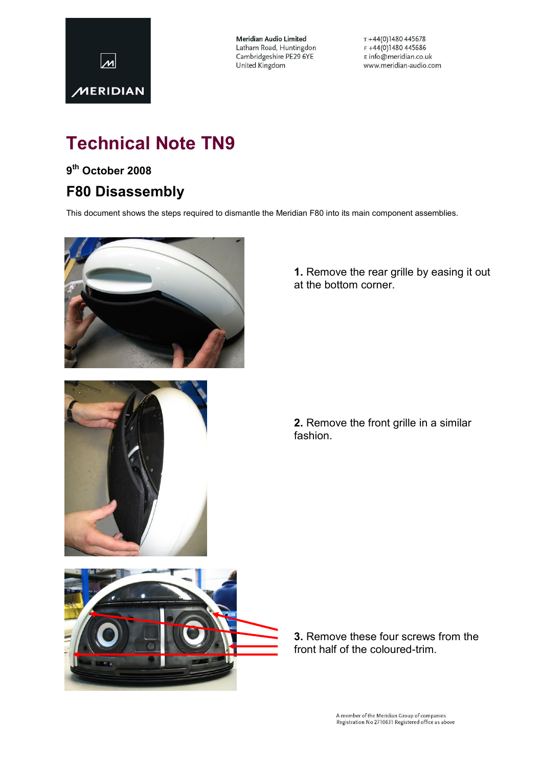Meridian Audio Limited
Latham Road, Huntingdon
Cambridgeshire PE29 6YE
United Kingdom

T +44(0)1480 445678
F +44(0)1480 445686
E info@meridian.co.uk
www.meridian-audio.com

# Technical Note TN9

**9th October 2008**

## F80 Disassembly

This document shows the steps required to dismantle the Meridian F80 into its main component assemblies.

**1.** Remove the rear grille by easing it out at the bottom corner.

**2.** Remove the front grille in a similar fashion.

**3.** Remove these four screws from the front half of the coloured-trim.

A member of the Meridian Group of companies
Registration No 2710631 Registered office as above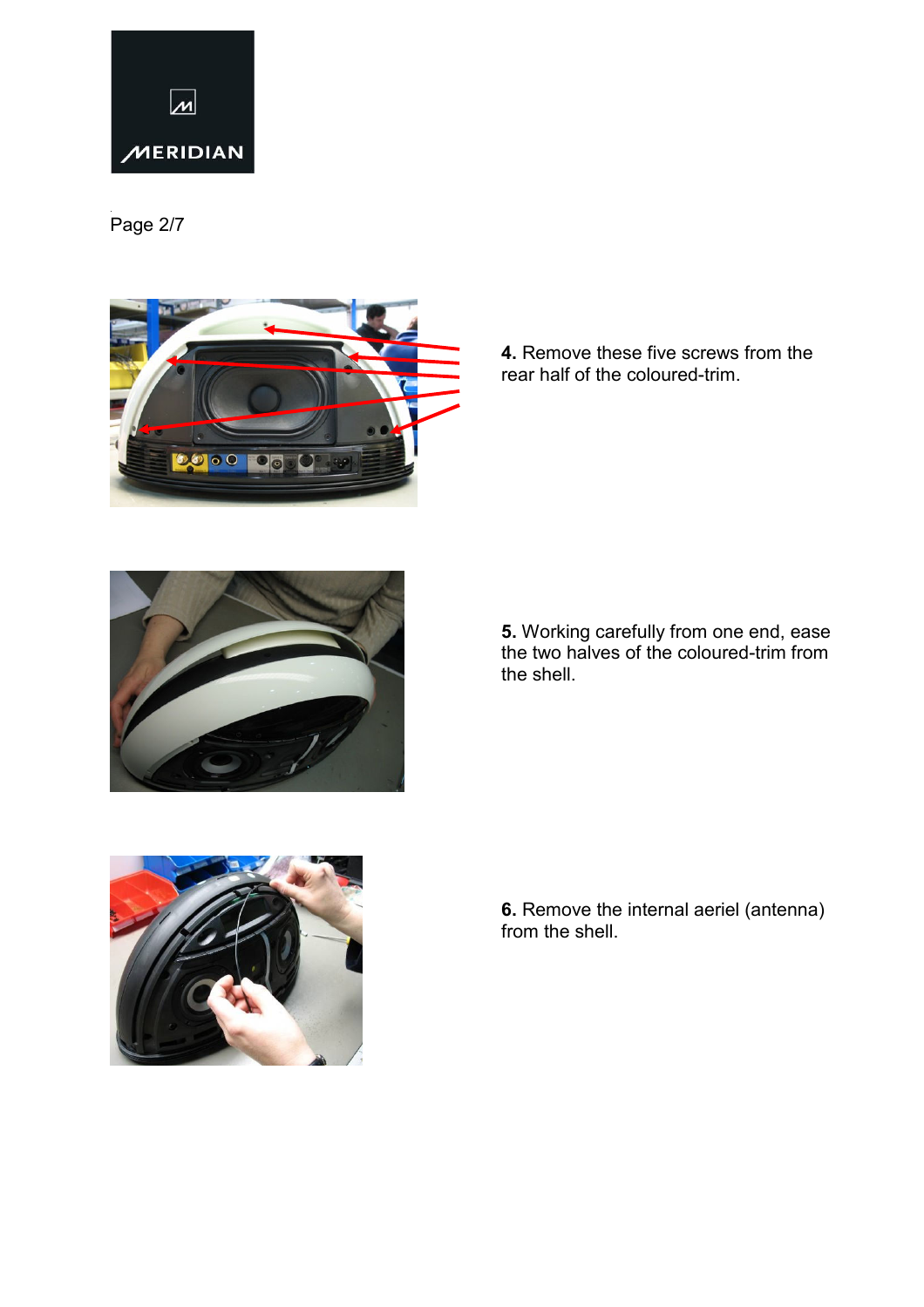**4.** Remove these five screws from the rear half of the coloured-trim.

**5.** Working carefully from one end, ease the two halves of the coloured-trim from the shell.

**6.** Remove the internal aeriel (antenna) from the shell.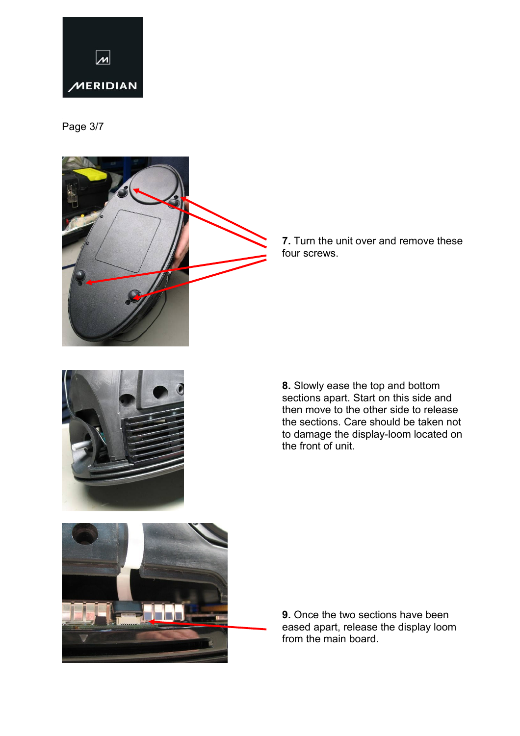**7.** Turn the unit over and remove these four screws.

**8.** Slowly ease the top and bottom sections apart. Start on this side and then move to the other side to release the sections. Care should be taken not to damage the display-loom located on the front of unit.

**9.** Once the two sections have been eased apart, release the display loom from the main board.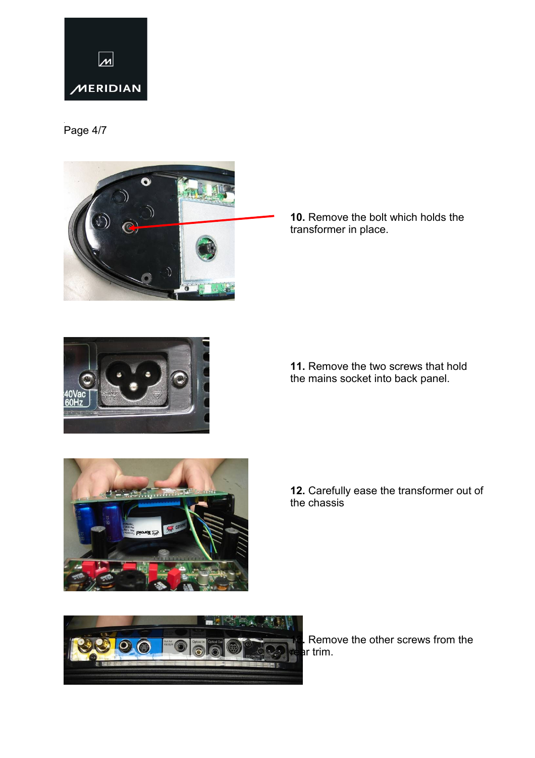**10.** Remove the bolt which holds the transformer in place.

**11.** Remove the two screws that hold the mains socket into back panel.

**12.** Carefully ease the transformer out of the chassis

**13.** Remove the other screws from the rear trim.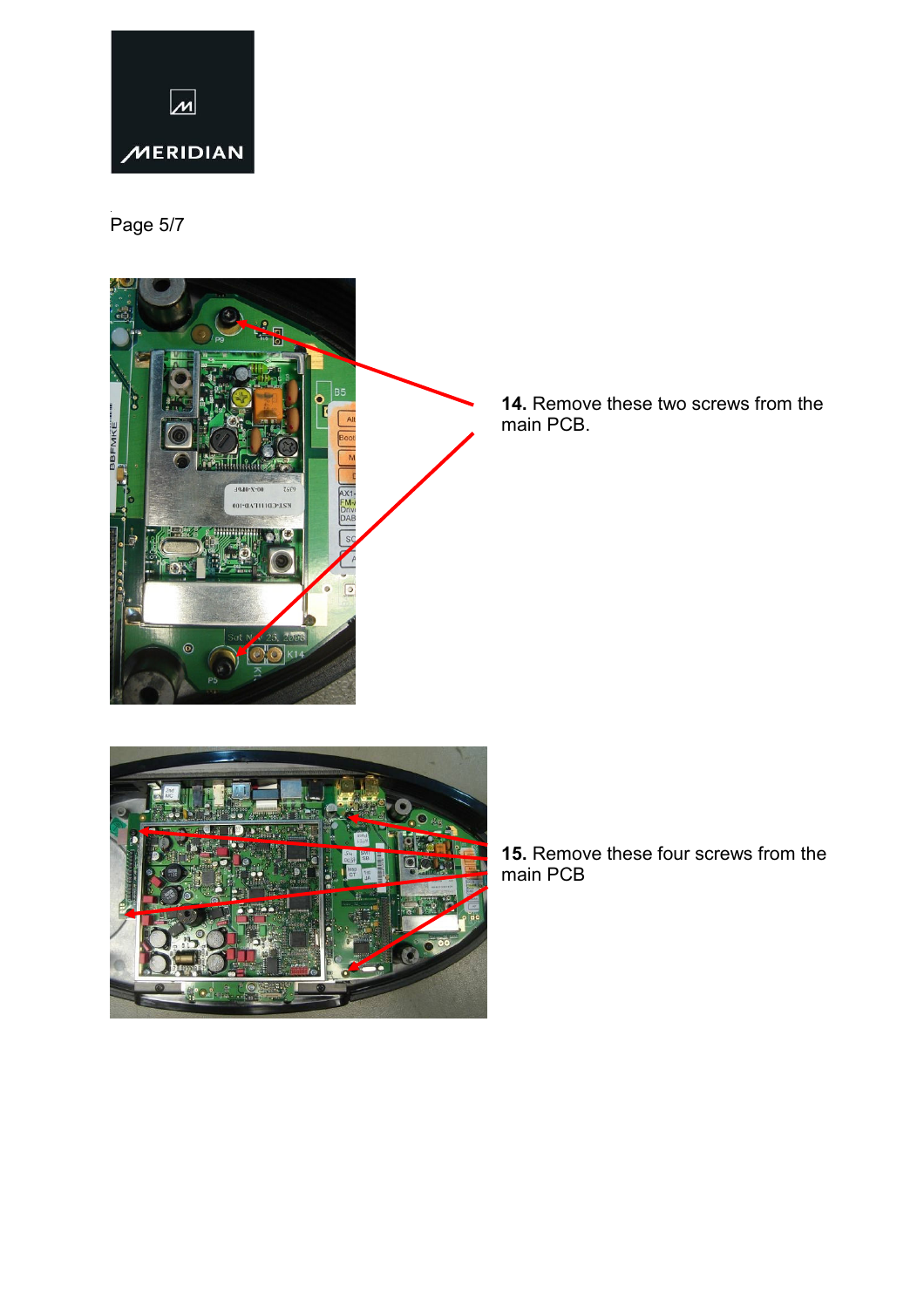**14.** Remove these two screws from the main PCB.

**15.** Remove these four screws from the main PCB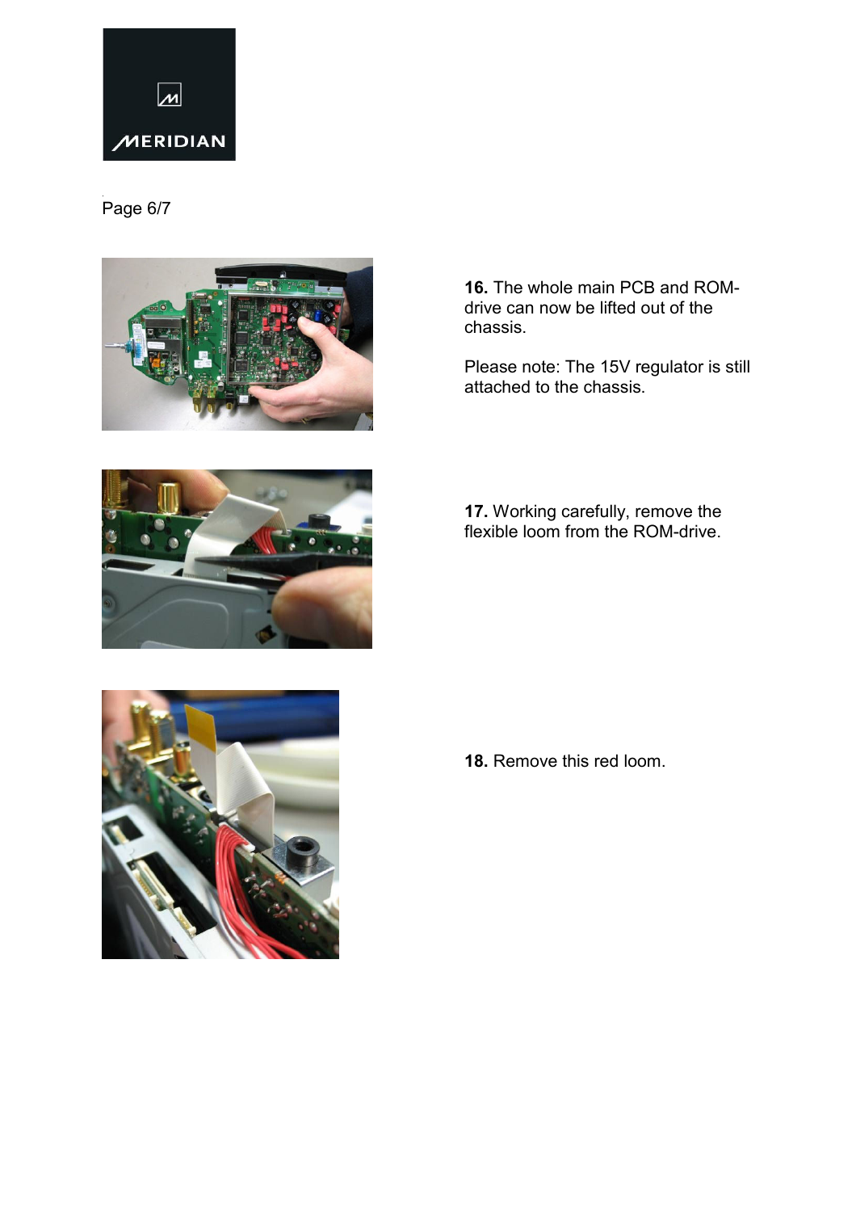**16.** The whole main PCB and ROM-drive can now be lifted out of the chassis.

Please note: The 15V regulator is still attached to the chassis.

**17.** Working carefully, remove the flexible loom from the ROM-drive.

**18.** Remove this red loom.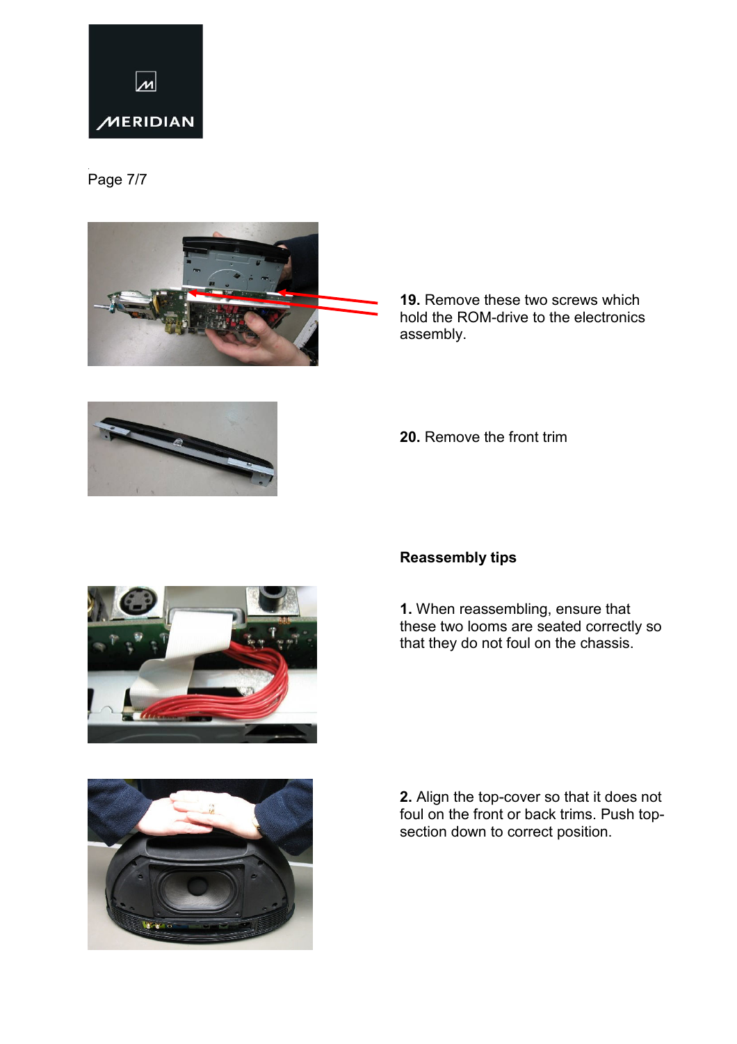**19.** Remove these two screws which hold the ROM-drive to the electronics assembly.

**20.** Remove the front trim

**Reassembly tips**

**1.** When reassembling, ensure that these two looms are seated correctly so that they do not foul on the chassis.

**2.** Align the top-cover so that it does not foul on the front or back trims. Push top-section down to correct position.